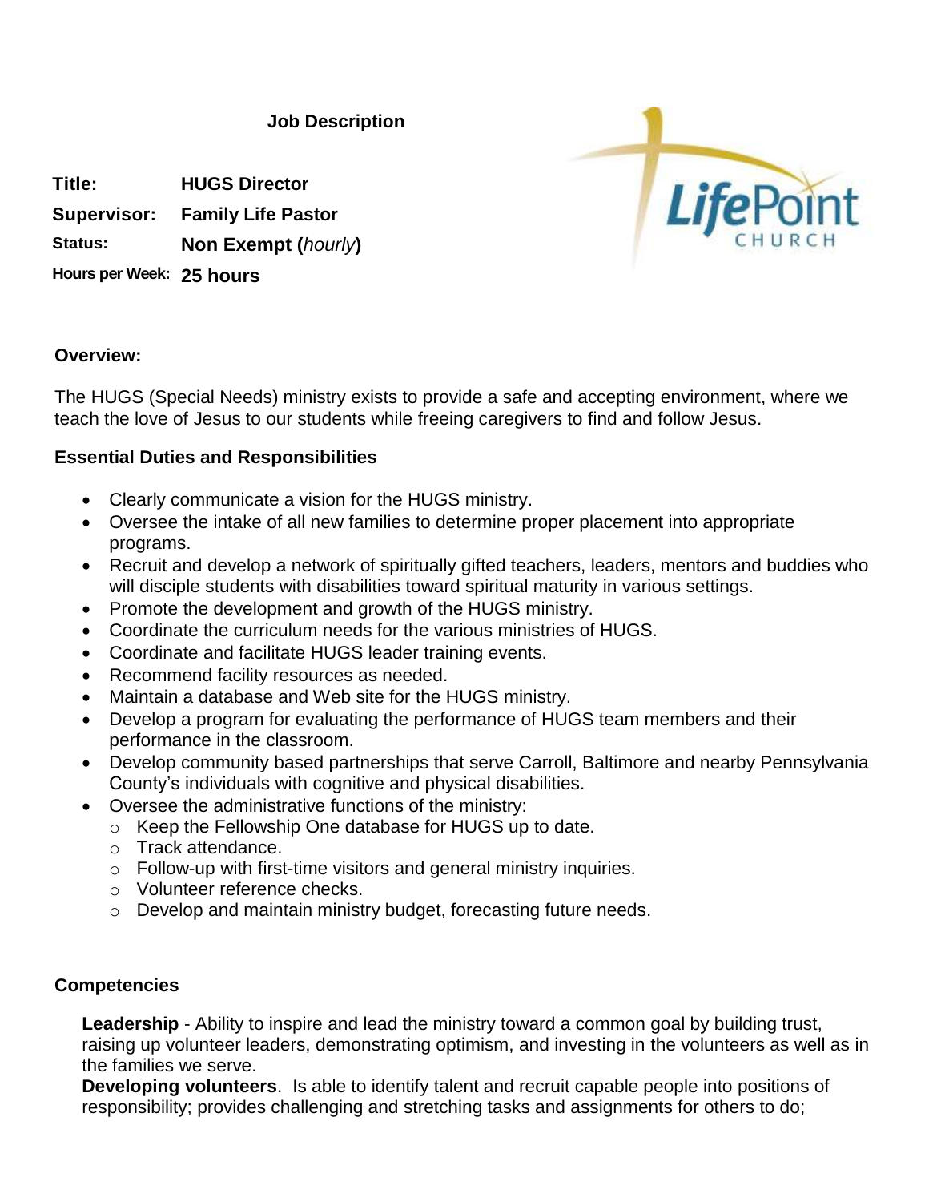**Job Description**

**Title:** HUGS Director
**Supervisor:** Family Life Pastor
**Status:** Non Exempt (*hourly*)
**Hours per Week:** 25 hours

**Overview:**

The HUGS (Special Needs) ministry exists to provide a safe and accepting environment, where we teach the love of Jesus to our students while freeing caregivers to find and follow Jesus.

**Essential Duties and Responsibilities**

- Clearly communicate a vision for the HUGS ministry.
- Oversee the intake of all new families to determine proper placement into appropriate programs.
- Recruit and develop a network of spiritually gifted teachers, leaders, mentors and buddies who will disciple students with disabilities toward spiritual maturity in various settings.
- Promote the development and growth of the HUGS ministry.
- Coordinate the curriculum needs for the various ministries of HUGS.
- Coordinate and facilitate HUGS leader training events.
- Recommend facility resources as needed.
- Maintain a database and Web site for the HUGS ministry.
- Develop a program for evaluating the performance of HUGS team members and their performance in the classroom.
- Develop community based partnerships that serve Carroll, Baltimore and nearby Pennsylvania County's individuals with cognitive and physical disabilities.
- Oversee the administrative functions of the ministry:
  - Keep the Fellowship One database for HUGS up to date.
  - Track attendance.
  - Follow-up with first-time visitors and general ministry inquiries.
  - Volunteer reference checks.
  - Develop and maintain ministry budget, forecasting future needs.

**Competencies**

**Leadership** - Ability to inspire and lead the ministry toward a common goal by building trust, raising up volunteer leaders, demonstrating optimism, and investing in the volunteers as well as in the families we serve.
**Developing volunteers**. Is able to identify talent and recruit capable people into positions of responsibility; provides challenging and stretching tasks and assignments for others to do;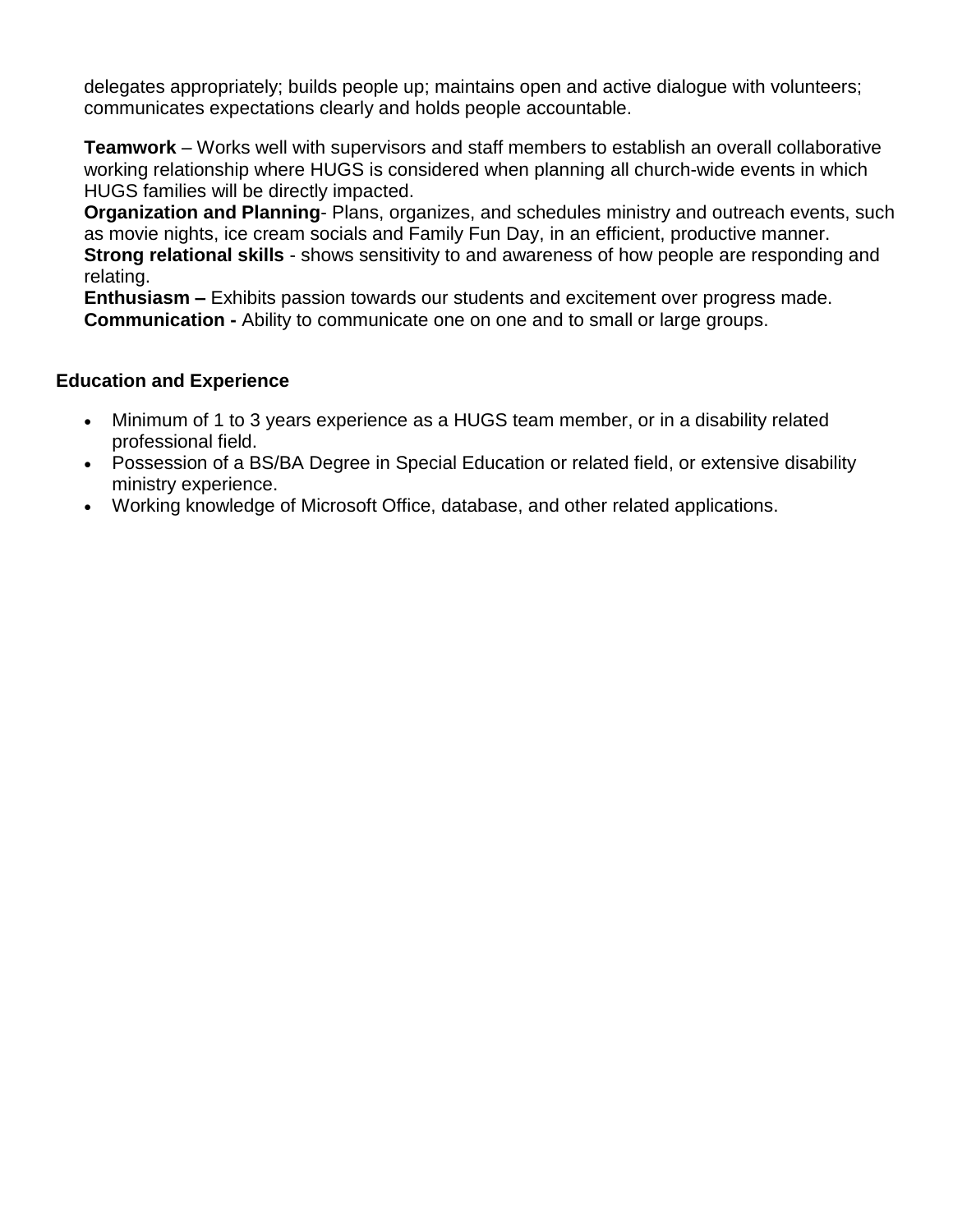delegates appropriately; builds people up; maintains open and active dialogue with volunteers; communicates expectations clearly and holds people accountable.

**Teamwork** – Works well with supervisors and staff members to establish an overall collaborative working relationship where HUGS is considered when planning all church-wide events in which HUGS families will be directly impacted.
**Organization and Planning**- Plans, organizes, and schedules ministry and outreach events, such as movie nights, ice cream socials and Family Fun Day, in an efficient, productive manner.
**Strong relational skills** - shows sensitivity to and awareness of how people are responding and relating.
**Enthusiasm –** Exhibits passion towards our students and excitement over progress made.
**Communication -** Ability to communicate one on one and to small or large groups.

**Education and Experience**

- Minimum of 1 to 3 years experience as a HUGS team member, or in a disability related professional field.
- Possession of a BS/BA Degree in Special Education or related field, or extensive disability ministry experience.
- Working knowledge of Microsoft Office, database, and other related applications.